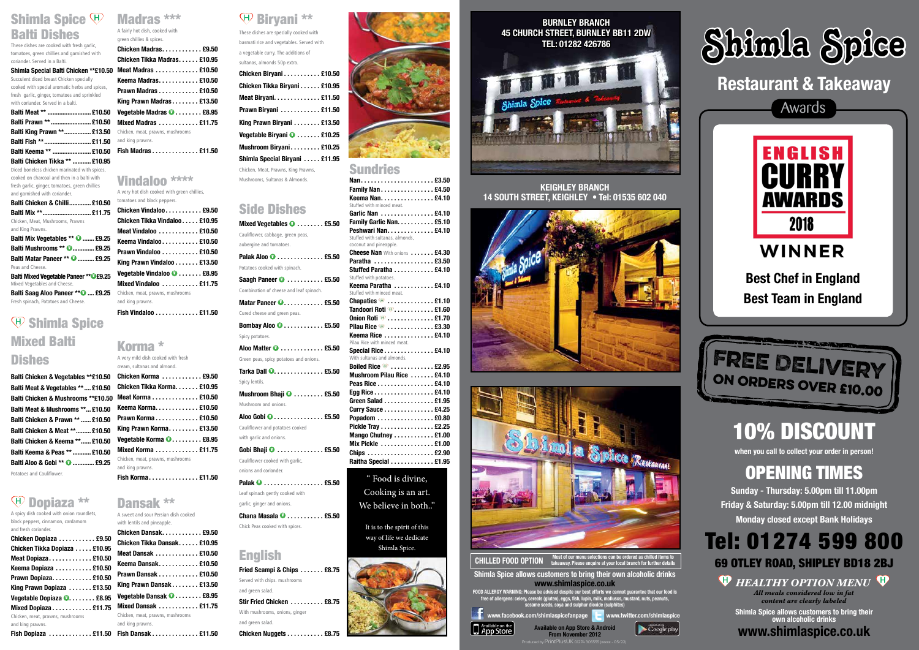## Shimla Spice (H) Balti Dishes

These dishes are cooked with fresh garlic, tomatoes, green chillies and garnished with coriander. Served in a Balti.

**Shimla Special Balti Chicken ** £10.50**
Succulent diced breast Chicken specially cooked with special aromatic herbs and spices, fresh garlic, ginger, tomatoes and sprinkled with coriander. Served in a balti.

- **Balti Meat ** ........ £10.50**
- **Balti Prawn ** ........ £10.50**
- **Balti King Prawn ** ........ £13.50**
- **Balti Fish ** ........ £11.50**
- **Balti Keema ** ........ £10.50**
- **Balti Chicken Tikka ** ........ £10.95**
Diced boneless chicken marinated with spices, cooked on charcoal and then in a balti with fresh garlic, ginger, tomatoes, green chillies and garnished with coriander.
- **Balti Chicken & Chilli ........ £10.50**
- **Balti Mix ** ........ £11.75**
Chicken, Meat, Mushrooms, Prawns and King Prawns.
- **Balti Mix Vegetables ** (V) ........ £9.25**
- **Balti Mushrooms ** (V) ........ £9.25**
- **Balti Matar Paneer ** (V) ........ £9.25**
Peas and Cheese.
- **Balti Mixed Vegetable Paneer ** (V) £9.25**
Mixed Vegetables and Cheese.
- **Balti Saag Aloo Paneer ** (V) ........ £9.25**
Fresh spinach, Potatoes and Cheese.

## (H) Shimla Spice Mixed Balti Dishes

- **Balti Chicken & Vegetables ** £10.50**
- **Balti Meat & Vegetables ** .... £10.50**
- **Balti Chicken & Mushrooms ** £10.50**
- **Balti Meat & Mushrooms ** .... £10.50**
- **Balti Chicken & Prawn ** ........ £10.50**
- **Balti Chicken & Meat ** ........ £10.50**
- **Balti Chicken & Keema ** ........ £10.50**
- **Balti Keema & Peas ** ........ £10.50**
- **Balti Aloo & Gobi ** (V) ........ £9.25**
Potatoes and Cauliflower.

## (H) Dopiaza **

A spicy dish cooked with onion roundlets, black peppers, cinnamon, cardamom and fresh coriander.

- **Chicken Dopiaza ........ £9.50**
- **Chicken Tikka Dopiaza ........ £10.95**
- **Meat Dopiaza ........ £10.50**
- **Keema Dopiaza ........ £10.50**
- **Prawn Dopiaza ........ £10.50**
- **King Prawn Dopiaza ........ £13.50**
- **Vegetable Dopiaza (V) ........ £8.95**
- **Mixed Dopiaza ........ £11.75**
Chicken, meat, prawns, mushrooms and king prawns.
- **Fish Dopiaza ........ £11.50**

## Madras ***

A fairly hot dish, cooked with green chillies & spices.

- **Chicken Madras ........ £9.50**
- **Chicken Tikka Madras ........ £10.95**
- **Meat Madras ........ £10.50**
- **Keema Madras ........ £10.50**
- **Prawn Madras ........ £10.50**
- **King Prawn Madras ........ £13.50**
- **Vegetable Madras (V) ........ £8.95**
- **Mixed Madras ........ £11.75**
Chicken, meat, prawns, mushrooms and king prawns.
- **Fish Madras ........ £11.50**

## Vindaloo ****

A very hot dish cooked with green chillies, tomatoes and black peppers.

- **Chicken Vindaloo ........ £9.50**
- **Chicken Tikka Vindaloo ........ £10.95**
- **Meat Vindaloo ........ £10.50**
- **Keema Vindaloo ........ £10.50**
- **Prawn Vindaloo ........ £10.50**
- **King Prawn Vindaloo ........ £13.50**
- **Vegetable Vindaloo (V) ........ £8.95**
- **Mixed Vindaloo ........ £11.75**
Chicken, meat, prawns, mushrooms and king prawns.
- **Fish Vindaloo ........ £11.50**

## Korma *

A very mild dish cooked with fresh cream, sultanas and almond.

- **Chicken Korma ........ £9.50**
- **Chicken Tikka Korma ........ £10.95**
- **Meat Korma ........ £10.50**
- **Keema Korma ........ £10.50**
- **Prawn Korma ........ £10.50**
- **King Prawn Korma ........ £13.50**
- **Vegetable Korma (V) ........ £8.95**
- **Mixed Korma ........ £11.75**
Chicken, meat, prawns, mushrooms and king prawns.
- **Fish Korma ........ £11.50**

## Dansak **

A sweet and sour Persian dish cooked with lentils and pineapple.

- **Chicken Dansak ........ £9.50**
- **Chicken Tikka Dansak ........ £10.95**
- **Meat Dansak ........ £10.50**
- **Keema Dansak ........ £10.50**
- **Prawn Dansak ........ £10.50**
- **King Prawn Dansak ........ £13.50**
- **Vegetable Dansak (V) ........ £8.95**
- **Mixed Dansak ........ £11.75**
Chicken, meat, prawns, mushrooms and king prawns.
- **Fish Dansak ........ £11.50**

## (H) Biryani **

These dishes are specially cooked with basmati rice and vegetables. Served with a vegetable curry. The additions of sultanas, almonds 50p extra.

- **Chicken Biryani ........ £10.50**
- **Chicken Tikka Biryani ........ £10.95**
- **Meat Biryani ........ £11.50**
- **Prawn Biryani ........ £11.50**
- **King Prawn Biryani ........ £13.50**
- **Vegetable Biryani (V) ........ £10.25**
- **Mushroom Biryani ........ £10.25**
- **Shimla Special Biryani ........ £11.95**
Chicken, Meat, Prawns, King Prawns, Mushrooms, Sultanas & Almonds.

## Side Dishes

- **Mixed Vegetables (V) ........ £5.50**
Cauliflower, cabbage, green peas, aubergine and tomatoes.
- **Palak Aloo (V) ........ £5.50**
Potatoes cooked with spinach.
- **Saagh Paneer (V) ........ £5.50**
Combination of cheese and leaf spinach.
- **Matar Paneer (V) ........ £5.50**
Cured cheese and green peas.
- **Bombay Aloo (V) ........ £5.50**
Spicy potatoes.
- **Aloo Matter (V) ........ £5.50**
Green peas, spicy potatoes and onions.
- **Tarka Dall (V) ........ £5.50**
Spicy lentils.
- **Mushroom Bhaji (V) ........ £5.50**
Mushroom and onions.
- **Aloo Gobi (V) ........ £5.50**
Cauliflower and potatoes cooked with garlic and onions.
- **Gobi Bhaji (V) ........ £5.50**
Cauliflower cooked with garlic, onions and coriander.
- **Palak (V) ........ £5.50**
Leaf spinach gently cooked with garlic, ginger and onions.
- **Chana Masala (V) ........ £5.50**
Chick Peas cooked with spices.

## English

- **Fried Scampi & Chips ........ £8.75**
Served with chips, mushrooms and green salad.
- **Stir Fried Chicken ........ £8.75**
With mushrooms, onions, ginger and green salad.
- **Chicken Nuggets ........ £8.75**

## Sundries

- **Nan ........ £3.50**
- **Family Nan ........ £4.50**
- **Keema Nan ........ £4.10**
Stuffed with minced meat.
- **Garlic Nan ........ £4.10**
- **Family Garlic Nan ........ £5.10**
- **Peshwari Nan ........ £4.10**
Stuffed with sultanas, almonds, coconut and pineapple.
- **Cheese Nan** With onions ........ **£4.30**
- **Paratha ........ £3.50**
- **Stuffed Paratha ........ £4.10**
Stuffed with potatoes.
- **Keema Paratha ........ £4.10**
Stuffed with minced meat.
- **Chapaties (H) ........ £1.10**
- **Tandoori Roti (H) ........ £1.60**
- **Onion Roti (H) ........ £1.70**
- **Pilau Rice (H) ........ £3.30**
- **Keema Rice ........ £4.10**
Pilau Rice with minced meat.
- **Special Rice ........ £4.10**
With sultanas and almonds.
- **Boiled Rice (H) ........ £2.95**
- **Mushroom Pilau Rice ........ £4.10**
- **Peas Rice ........ £4.10**
- **Egg Rice ........ £4.10**
- **Green Salad ........ £1.95**
- **Curry Sauce ........ £4.25**
- **Popadom ........ £0.80**
- **Pickle Tray ........ £2.25**
- **Mango Chutney ........ £1.00**
- **Mix Pickle ........ £1.00**
- **Chips ........ £2.90**
- **Raitha Special ........ £1.95**

" Food is divine, Cooking is an art. We believe in both.."

It is to the spirit of this way of life we dedicate Shimla Spice.

**BURNLEY BRANCH**
**45 CHURCH STREET, BURNLEY BB11 2DW**
**TEL: 01282 426786**

**KEIGHLEY BRANCH**
**14 SOUTH STREET, KEIGHLEY • Tel: 01535 602 040**

**CHILLED FOOD OPTION** — Most of our menu selections can be ordered as chilled items to takeaway. Please enquire at your local branch for further details

**Shimla Spice allows customers to bring their own alcoholic drinks**
**www.shimlaspice.co.uk**

FOOD ALLERGY WARNING: Please be advised despite our best efforts we cannot guarantee that our food is free of allergens: celery, cereals (gluten), eggs, fish, lupin, milk, molluscs, mustard, nuts, peanuts, sesame seeds, soya and sulphur dioxide (sulphites)

www.facebook.com/shimlaspicefanpage — www.twitter.com/shimlaspice

Available on the App Store — **Available on App Store & Android From November 2012** — Google play

Produced by PrintPlusUK 01274 305555 (www - 05/22)

# Shimla Spice

## Restaurant & Takeaway

### Awards

**ENGLISH CURRY AWARDS 2018 WINNER**

**Best Chef in England**
**Best Team in England**

**FREE DELIVERY ON ORDERS OVER £10.00**

## 10% DISCOUNT

**when you call to collect your order in person!**

## OPENING TIMES

**Sunday - Thursday: 5.00pm till 11.00pm**
**Friday & Saturday: 5.00pm till 12.00 midnight**
**Monday closed except Bank Holidays**

## Tel: 01274 599 800

### 69 OTLEY ROAD, SHIPLEY BD18 2BJ

**(H) *HEALTHY OPTION MENU* (H)**
*All meals considered low in fat content are clearly labeled*

**Shimla Spice allows customers to bring their own alcoholic drinks**

**www.shimlaspice.co.uk**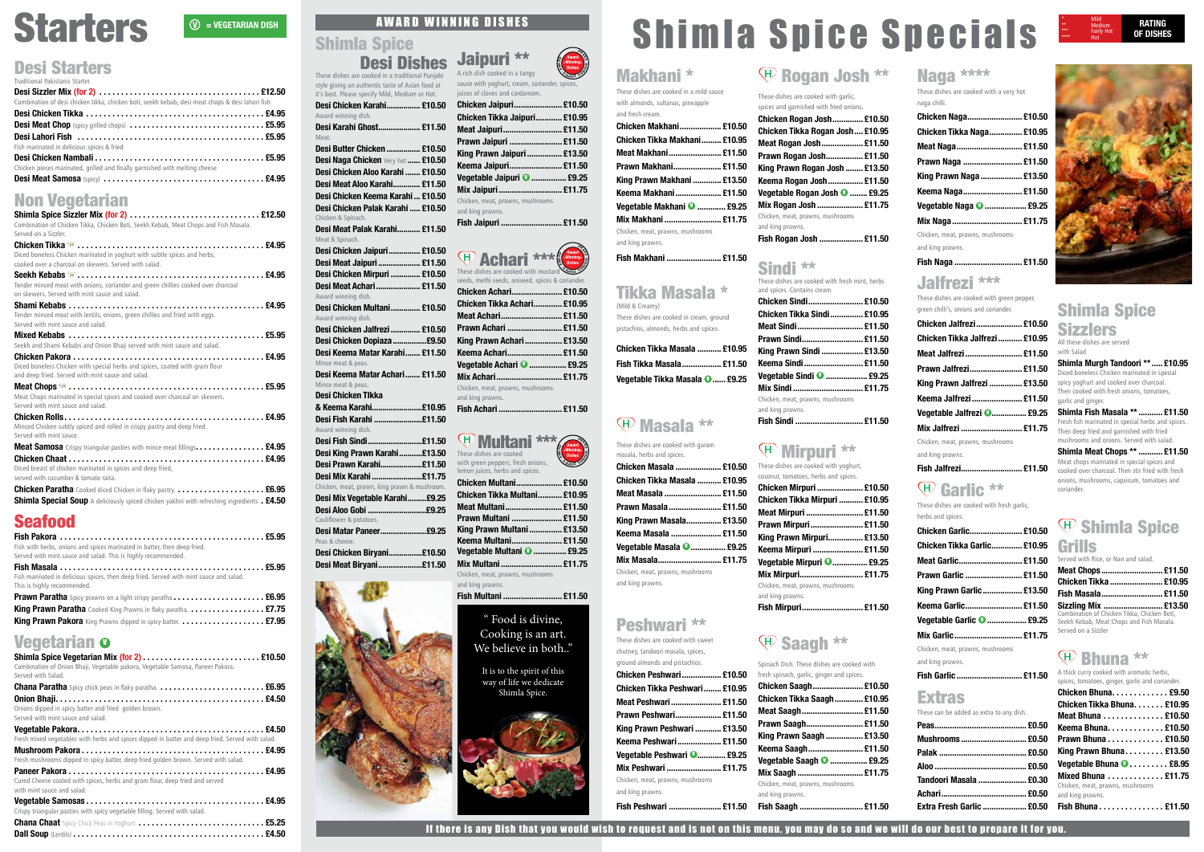# Starters

Ⓥ = VEGETARIAN DISH

## Desi Starters

Traditional Pakistanis Starter.

**Desi Sizzler Mix (for 2)** .......... £12.50
Combination of desi chicken tikka, chicken boti, seekh kebab, desi meat chops & desi lahori fish

**Desi Chicken Tikka** .......... £4.95

**Desi Meat Chop** (spicy grilled chops) .......... £5.95

**Desi Lahori Fish** .......... £5.95
Fish marinated in delicious spices & fried

**Desi Chicken Nambali** .......... £5.95
Chicken pieces marinated, grilled and finally garnished with melting cheese

**Desi Meat Samosa** (spicy) .......... £4.95

## Non Vegetarian

**Shimla Spice Sizzler Mix (for 2)** .......... £12.50
Combination of Chicken Tikka, Chicken Boti, Seekh Kebab, Meat Chops and Fish Masala. Served on a Sizzler.

**Chicken Tikka** .......... £4.95
Diced boneless Chicken marinated in yoghurt with subtle spices and herbs, cooked over a charcoal on skewers. Served with salad.

**Seekh Kebabs** .......... £4.95
Tender minced meat with onions, coriander and green chillies cooked over charcoal on skewers. Served with mint sauce and salad.

**Shami Kebabs** .......... £4.95
Tender minced meat with lentils, onions, green chillies and fried with eggs. Served with mint sauce and salad.

**Mixed Kebabs** .......... £5.95
Seekh and Shami Kebabs and Onion Bhaji served with mint sauce and salad.

**Chicken Pakora** .......... £4.95
Diced boneless Chicken with special herbs and spices, coated with gram flour and deep fried. Served with mint sauce and salad.

**Meat Chops** .......... £5.95
Meat Chops marinated in special spices and cooked over charcoal on skewers. Served with mint sauce and salad.

**Chicken Rolls** .......... £4.95
Minced Chicken subtly spiced and rolled in crispy pastry and deep fried. Served with mint sauce.

**Meat Samosa** Crispy triangular pasties with mince meat fillings .......... £4.95

**Chicken Chaat** .......... £4.95
Diced breast of chicken marinated in spices and deep fried, served with cucumber & tomato raita.

**Chicken Paratha** Cooked diced Chicken in flaky pastry. .......... £6.95

**Shimla Special Soup** A deliciously spiced chicken yakhni with refreshing ingredients .......... £4.50

## Seafood

**Fish Pakora** .......... £5.95
Fish with herbs, onions and spices marinated in batter, then deep fried. Served with mint sauce and salad. This is highly recommended.

**Fish Masala** .......... £5.95
Fish marinated in delicious spices, then deep fried. Served with mint sauce and salad. This is highly recommended.

**Prawn Paratha** Spicy prawns on a light crispy paratha .......... £6.95

**King Prawn Paratha** Cooked King Prawns in flaky paratha. .......... £7.75

**King Prawn Pakora** King Prawns dipped in spicy batter. .......... £7.95

## Vegetarian Ⓥ

**Shimla Spice Vegetarian Mix (for 2)** .......... £10.50
Combination of Onion Bhaji, Vegetable pakora, Vegetable Samosa, Paneer Pakora. Served with Salad.

**Chana Paratha** Spicy chick peas in flaky paratha. .......... £6.95

**Onion Bhaji** .......... £4.50
Onions dipped in spicy batter and fried golden brown. Served with mint sauce and salad.

**Vegetable Pakora** .......... £4.50
Fresh mixed vegetables with herbs and spices dipped in batter and deep fried. Served with salad.

**Mushroom Pakora** .......... £4.95
Fresh mushrooms dipped in spicy batter, deep fried golden brown. Served with salad.

**Paneer Pakora** .......... £4.95
Cured Cheese coated with spices, herbs and gram flour, deep fried and served with mint sauce and salad.

**Vegetable Samosas** .......... £4.95
Crispy triangular pasties with spicy vegetable filling. Served with salad.

**Chana Chaat** Spicy Chick Peas in Yoghurt .......... £5.25

**Dall Soup** (Lentils) .......... £4.50

# AWARD WINNING DISHES

## Shimla Spice Desi Dishes

These dishes are cooked in a traditional Punjabi style giving an authentic taste of Asian food at it's best. Please specify Mild, Medium or Hot.

**Desi Chicken Karahi** .......... £10.50
Award winning dish.

**Desi Karahi Ghost** .......... £11.50
Meat.

**Desi Butter Chicken** .......... £10.50

**Desi Naga Chicken** Very hot .......... £10.50

**Desi Chicken Aloo Karahi** .......... £10.50

**Desi Meat Aloo Karahi** .......... £11.50

**Desi Chicken Keema Karahi** .......... £10.50

**Desi Chicken Palak Karahi** .......... £10.50
Chicken & Spinach.

**Desi Meat Palak Karahi** .......... £11.50
Meat & Spinach.

**Desi Chicken Jaipuri** .......... £10.50

**Desi Meat Jaipuri** .......... £11.50

**Desi Chicken Mirpuri** .......... £10.50

**Desi Meat Achari** .......... £11.50
Award winning dish.

**Desi Chicken Multani** .......... £10.50
Award winning dish.

**Desi Chicken Jalfrezi** .......... £10.50

**Desi Chicken Dopiaza** .......... £9.50

**Desi Keema Matar Karahi** .......... £11.50
Mince meat & peas.

**Desi Keema Matar Achari** .......... £11.50
Mince meat & peas.

**Desi Chicken Tikka & Keema Karahi** .......... £10.95

**Desi Fish Karahi** .......... £11.50
Award winning dish.

**Desi Fish Sindi** .......... £11.50

**Desi King Prawn Karahi** .......... £13.50

**Desi Prawn Karahi** .......... £11.50

**Desi Mix Karahi** .......... £11.75
Chicken, meat, prawn, king prawn & mushroom.

**Desi Mix Vegetable Karahi** .......... £9.25

**Desi Aloo Gobi** .......... £9.25
Cauliflower & potatoes.

**Desi Matar Paneer** .......... £9.25
Peas & cheese.

**Desi Chicken Biryani** .......... £10.50

**Desi Meat Biryani** .......... £11.50

## Jaipuri **

A rich dish cooked in a tangy sauce with yoghurt, cream, coriander, spices, juices of cloves and cardamom.

| | |
|---|---|
| Chicken Jaipuri | £10.50 |
| Chicken Tikka Jaipuri | £10.95 |
| Meat Jaipuri | £11.50 |
| Prawn Jaipuri | £11.50 |
| King Prawn Jaipuri | £13.50 |
| Keema Jaipuri | £11.50 |
| Vegetable Jaipuri Ⓥ | £9.25 |
| Mix Jaipuri | £11.75 |
| Fish Jaipuri | £11.50 |

Mix: Chicken, meat, prawns, mushrooms and king prawns.

## Achari ***

These dishes are cooked with mustard seeds, methi seeds, aniseed, spices & coriander.

| | |
|---|---|
| Chicken Achari | £10.50 |
| Chicken Tikka Achari | £10.95 |
| Meat Achari | £11.50 |
| Prawn Achari | £11.50 |
| King Prawn Achari | £13.50 |
| Keema Achari | £11.50 |
| Vegetable Achari Ⓥ | £9.25 |
| Mix Achari | £11.75 |
| Fish Achari | £11.50 |

Mix: Chicken, meat, prawns, mushrooms and king prawns.

## Multani ***

These dishes are cooked with green peppers, fresh onions, lemon juices, herbs and spices.

| | |
|---|---|
| Chicken Multani | £10.50 |
| Chicken Tikka Multani | £10.95 |
| Meat Multani | £11.50 |
| Prawn Multani | £11.50 |
| King Prawn Multani | £13.50 |
| Keema Multani | £11.50 |
| Vegetable Multani Ⓥ | £9.25 |
| Mix Multani | £11.75 |
| Fish Multani | £11.50 |

Mix: Chicken, meat, prawns, mushrooms and king prawns.

"Food is divine, Cooking is an art. We believe in both.."

It is to the spirit of this way of life we dedicate Shimla Spice.

# Shimla Spice Specials

RATING OF DISHES: * Mild, ** Medium, *** Fairly Hot, **** Hot

## Makhani *

These dishes are cooked in a mild sauce with almonds, sultanas, pineapple and fresh cream.

| | |
|---|---|
| Chicken Makhani | £10.50 |
| Chicken Tikka Makhani | £10.95 |
| Meat Makhani | £11.50 |
| Prawn Makhani | £11.50 |
| King Prawn Makhani | £13.50 |
| Keema Makhani | £11.50 |
| Vegetable Makhani Ⓥ | £9.25 |
| Mix Makhani | £11.75 |
| Fish Makhani | £11.50 |

Mix: Chicken, meat, prawns, mushrooms and king prawns.

## Tikka Masala *

(Mild & Creamy)

These dishes are cooked in cream, ground pistachios, almonds, herbs and spices.

| | |
|---|---|
| Chicken Tikka Masala | £10.95 |
| Fish Tikka Masala | £11.50 |
| Vegetable Tikka Masala Ⓥ | £9.25 |

## Masala **

These dishes are cooked with garam masala, herbs and spices.

| | |
|---|---|
| Chicken Masala | £10.50 |
| Chicken Tikka Masala | £10.95 |
| Meat Masala | £11.50 |
| Prawn Masala | £11.50 |
| King Prawn Masala | £13.50 |
| Keema Masala | £11.50 |
| Vegetable Masala Ⓥ | £9.25 |
| Mix Masala | £11.75 |

Mix: Chicken, meat, prawns, mushrooms and king prawns.

## Peshwari **

These dishes are cooked with sweet chutney, tandoori masala, spices, ground almonds and pistachios.

| | |
|---|---|
| Chicken Peshwari | £10.50 |
| Chicken Tikka Peshwari | £10.95 |
| Meat Peshwari | £11.50 |
| Prawn Peshwari | £11.50 |
| King Prawn Peshwari | £13.50 |
| Keema Peshwari | £11.50 |
| Vegetable Peshwari Ⓥ | £9.25 |
| Mix Peshwari | £11.75 |
| Fish Peshwari | £11.50 |

Mix: Chicken, meat, prawns, mushrooms and king prawns.

## Rogan Josh **

These dishes are cooked with garlic, spices and garnished with fried onions.

| | |
|---|---|
| Chicken Rogan Josh | £10.50 |
| Chicken Tikka Rogan Josh | £10.95 |
| Meat Rogan Josh | £11.50 |
| Prawn Rogan Josh | £11.50 |
| King Prawn Rogan Josh | £13.50 |
| Keema Rogan Josh | £11.50 |
| Vegetable Rogan Josh Ⓥ | £9.25 |
| Mix Rogan Josh | £11.75 |
| Fish Rogan Josh | £11.50 |

Mix: Chicken, meat, prawns, mushrooms and king prawns.

## Sindi **

These dishes are cooked with fresh mint, herbs and spices. Contains cream

| | |
|---|---|
| Chicken Sindi | £10.50 |
| Chicken Tikka Sindi | £10.95 |
| Meat Sindi | £11.50 |
| Prawn Sindi | £11.50 |
| King Prawn Sindi | £13.50 |
| Keema Sindi | £11.50 |
| Vegetable Sindi Ⓥ | £9.25 |
| Mix Sindi | £11.75 |
| Fish Sindi | £11.50 |

Mix: Chicken, meat, prawns, mushrooms and king prawns.

## Mirpuri **

These dishes are cooked with yoghurt, coconut, tomatoes, herbs and spices.

| | |
|---|---|
| Chicken Mirpuri | £10.50 |
| Chicken Tikka Mirpuri | £10.95 |
| Meat Mirpuri | £11.50 |
| Prawn Mirpuri | £11.50 |
| King Prawn Mirpuri | £13.50 |
| Keema Mirpuri | £11.50 |
| Vegetable Mirpuri Ⓥ | £9.25 |
| Mix Mirpuri | £11.75 |
| Fish Mirpuri | £11.50 |

Mix: Chicken, meat, prawns, mushrooms and king prawns.

## Saagh **

Spinach Dish. These dishes are cooked with fresh spinach, garlic, ginger and spices.

| | |
|---|---|
| Chicken Saagh | £10.50 |
| Chicken Tikka Saagh | £10.95 |
| Meat Saagh | £11.50 |
| Prawn Saagh | £11.50 |
| King Prawn Saagh | £13.50 |
| Keema Saagh | £11.50 |
| Vegetable Saagh Ⓥ | £9.25 |
| Mix Saagh | £11.75 |
| Fish Saagh | £11.50 |

Mix: Chicken, meat, prawns, mushrooms and king prawns.

## Naga ****

These dishes are cooked with a very hot naga chilli.

| | |
|---|---|
| Chicken Naga | £10.50 |
| Chicken Tikka Naga | £10.95 |
| Meat Naga | £11.50 |
| Prawn Naga | £11.50 |
| King Prawn Naga | £13.50 |
| Keema Naga | £11.50 |
| Vegetable Naga Ⓥ | £9.25 |
| Mix Naga | £11.75 |
| Fish Naga | £11.50 |

Mix: Chicken, meat, prawns, mushrooms and king prawns.

## Jalfrezi ***

These dishes are cooked with green pepper, green chilli's, onions and coriander.

| | |
|---|---|
| Chicken Jalfrezi | £10.50 |
| Chicken Tikka Jalfrezi | £10.95 |
| Meat Jalfrezi | £11.50 |
| Prawn Jalfrezi | £11.50 |
| King Prawn Jalfrezi | £13.50 |
| Keema Jalfrezi | £11.50 |
| Vegetable Jalfrezi Ⓥ | £9.25 |
| Mix Jalfrezi | £11.75 |
| Fish Jalfrezi | £11.50 |

Mix: Chicken, meat, prawns, mushrooms and king prawns.

## Garlic **

These dishes are cooked with fresh garlic, herbs and spices.

| | |
|---|---|
| Chicken Garlic | £10.50 |
| Chicken Tikka Garlic | £10.95 |
| Meat Garlic | £11.50 |
| Prawn Garlic | £11.50 |
| King Prawn Garlic | £13.50 |
| Keema Garlic | £11.50 |
| Vegetable Garlic Ⓥ | £9.25 |
| Mix Garlic | £11.75 |
| Fish Garlic | £11.50 |

Mix: Chicken, meat, prawns, mushrooms and king prawns.

## Extras

These can be added as extra to any dish.

| | |
|---|---|
| Peas | £0.50 |
| Mushrooms | £0.50 |
| Palak | £0.50 |
| Aloo | £0.50 |
| Tandoori Masala | £0.30 |
| Achari | £0.50 |
| Extra Fresh Garlic | £0.50 |

## Shimla Spice Sizzlers

All these dishes are served with Salad

**Shimla Murgh Tandoori **** .......... £10.95
Diced boneless Chicken marinated in special spicy yoghurt and cooked over charcoal. Then cooked with fresh onions, tomatoes, garlic and ginger.

**Shimla Fish Masala **** .......... £11.50
Fresh fish marinated in special herbs and spices. Then deep fried and garnished with fried mushrooms and onions. Served with salad.

**Shimla Meat Chops **** .......... £11.50
Meat chops marinated in special spices and cooked over charcoal. Then stir fried with fresh onions, mushrooms, capsicum, tomatoes and coriander.

## Shimla Spice Grills

Served with Rice, or Nan and salad.

| | |
|---|---|
| Meat Chops | £11.50 |
| Chicken Tikka | £10.95 |
| Fish Masala | £11.50 |
| Sizzling Mix | £13.50 |

Sizzling Mix: Combination of Chicken Tikka, Chicken Boti, Seekh Kebab, Meat Chops and Fish Masala. Served on a Sizzler.

## Bhuna **

A thick curry cooked with aromatic herbs, spices, tomatoes, ginger, garlic and coriander.

| | |
|---|---|
| Chicken Bhuna | £9.50 |
| Chicken Tikka Bhuna | £10.95 |
| Meat Bhuna | £10.50 |
| Keema Bhuna | £10.50 |
| Prawn Bhuna | £10.50 |
| King Prawn Bhuna | £13.50 |
| Vegetable Bhuna Ⓥ | £8.95 |
| Mixed Bhuna | £11.75 |
| Fish Bhuna | £11.50 |

Mixed: Chicken, meat, prawns, mushrooms and king prawns.

If there is any Dish that you would wish to request and is not on this menu, you may do so and we will do our best to prepare it for you.